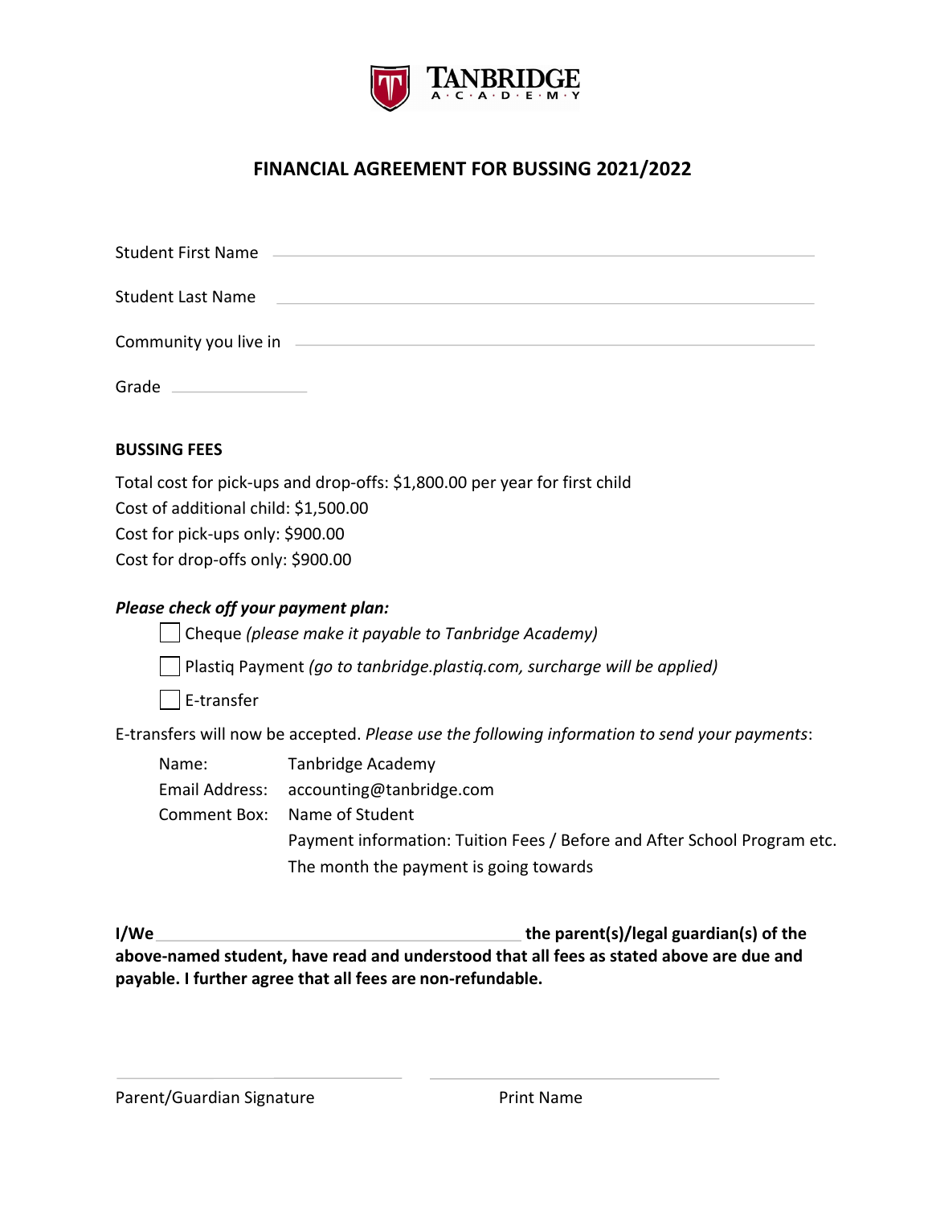TANBRIDGE ACADEMY

## FINANCIAL AGREEMENT FOR BUSSING 2021/2022

Student First Name ______________________________

Student Last Name ______________________________

Community you live in ______________________________

Grade ____________

### BUSSING FEES

Total cost for pick-ups and drop-offs: $1,800.00 per year for first child
Cost of additional child: $1,500.00
Cost for pick-ups only: $900.00
Cost for drop-offs only: $900.00

***Please check off your payment plan:***

- ☐ Cheque *(please make it payable to Tanbridge Academy)*
- ☐ Plastiq Payment *(go to tanbridge.plastiq.com, surcharge will be applied)*
- ☐ E-transfer

E-transfers will now be accepted. *Please use the following information to send your payments*:

| | |
|---|---|
| Name: | Tanbridge Academy |
| Email Address: | accounting@tanbridge.com |
| Comment Box: | Name of Student |
| | Payment information: Tuition Fees / Before and After School Program etc. |
| | The month the payment is going towards |

**I/We ______________________________ the parent(s)/legal guardian(s) of the above-named student, have read and understood that all fees as stated above are due and payable. I further agree that all fees are non-refundable.**

______________________________ ______________________________

Parent/Guardian Signature Print Name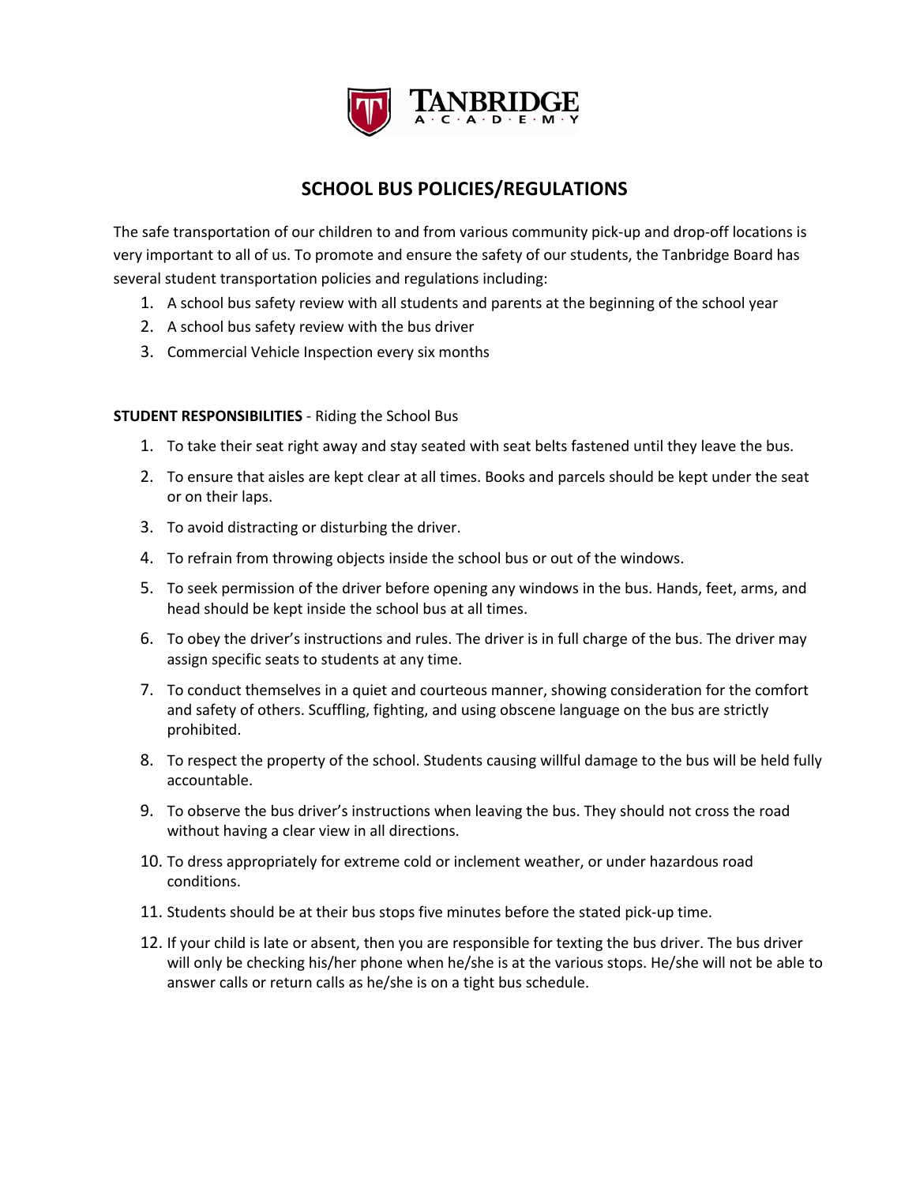# TANBRIDGE ACADEMY

## SCHOOL BUS POLICIES/REGULATIONS

The safe transportation of our children to and from various community pick-up and drop-off locations is very important to all of us. To promote and ensure the safety of our students, the Tanbridge Board has several student transportation policies and regulations including:

1. A school bus safety review with all students and parents at the beginning of the school year
2. A school bus safety review with the bus driver
3. Commercial Vehicle Inspection every six months

**STUDENT RESPONSIBILITIES** - Riding the School Bus

1. To take their seat right away and stay seated with seat belts fastened until they leave the bus.
2. To ensure that aisles are kept clear at all times. Books and parcels should be kept under the seat or on their laps.
3. To avoid distracting or disturbing the driver.
4. To refrain from throwing objects inside the school bus or out of the windows.
5. To seek permission of the driver before opening any windows in the bus. Hands, feet, arms, and head should be kept inside the school bus at all times.
6. To obey the driver's instructions and rules. The driver is in full charge of the bus. The driver may assign specific seats to students at any time.
7. To conduct themselves in a quiet and courteous manner, showing consideration for the comfort and safety of others. Scuffling, fighting, and using obscene language on the bus are strictly prohibited.
8. To respect the property of the school. Students causing willful damage to the bus will be held fully accountable.
9. To observe the bus driver's instructions when leaving the bus. They should not cross the road without having a clear view in all directions.
10. To dress appropriately for extreme cold or inclement weather, or under hazardous road conditions.
11. Students should be at their bus stops five minutes before the stated pick-up time.
12. If your child is late or absent, then you are responsible for texting the bus driver. The bus driver will only be checking his/her phone when he/she is at the various stops. He/she will not be able to answer calls or return calls as he/she is on a tight bus schedule.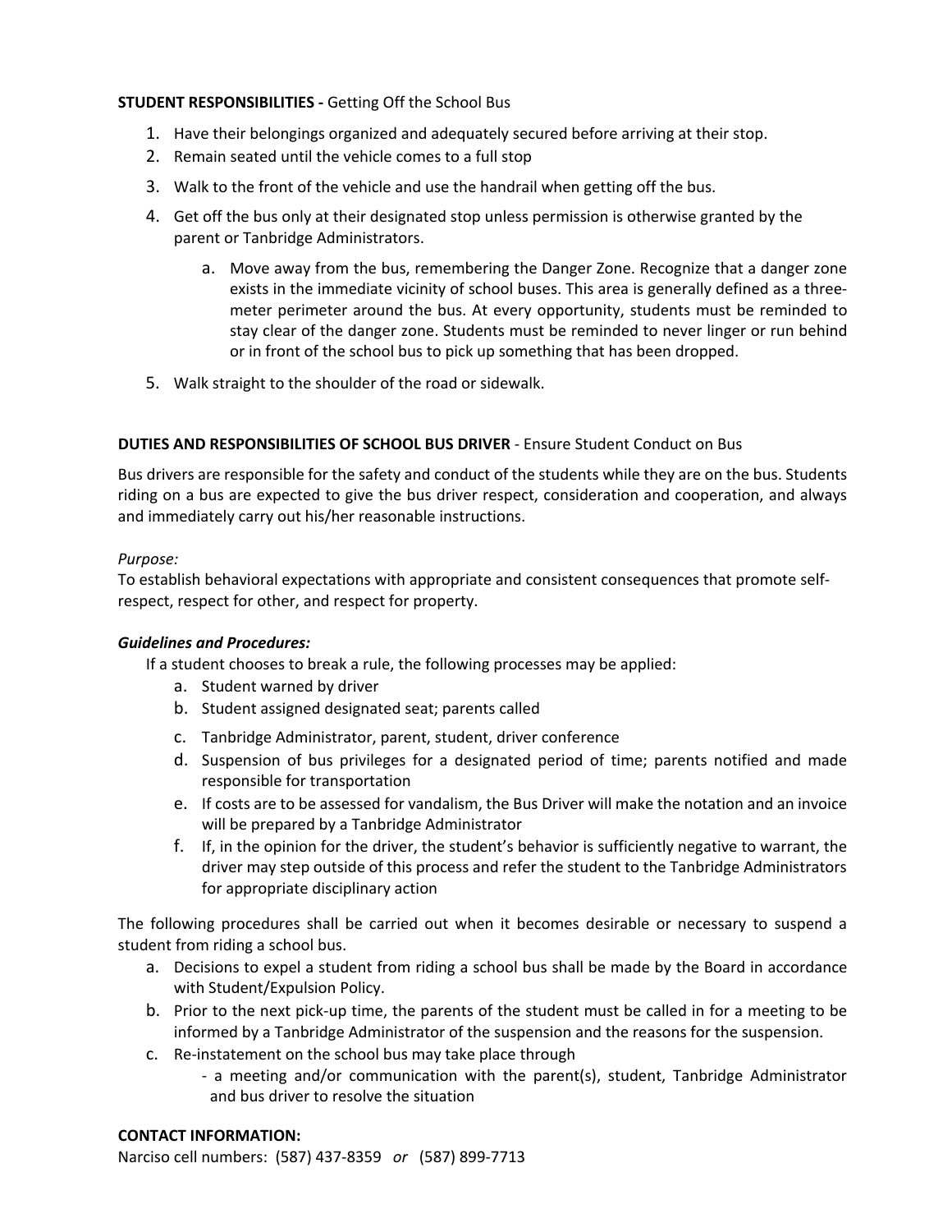**STUDENT RESPONSIBILITIES -** Getting Off the School Bus

1. Have their belongings organized and adequately secured before arriving at their stop.
2. Remain seated until the vehicle comes to a full stop
3. Walk to the front of the vehicle and use the handrail when getting off the bus.
4. Get off the bus only at their designated stop unless permission is otherwise granted by the parent or Tanbridge Administrators.
    a. Move away from the bus, remembering the Danger Zone. Recognize that a danger zone exists in the immediate vicinity of school buses. This area is generally defined as a three-meter perimeter around the bus. At every opportunity, students must be reminded to stay clear of the danger zone. Students must be reminded to never linger or run behind or in front of the school bus to pick up something that has been dropped.
5. Walk straight to the shoulder of the road or sidewalk.

**DUTIES AND RESPONSIBILITIES OF SCHOOL BUS DRIVER** - Ensure Student Conduct on Bus

Bus drivers are responsible for the safety and conduct of the students while they are on the bus. Students riding on a bus are expected to give the bus driver respect, consideration and cooperation, and always and immediately carry out his/her reasonable instructions.

*Purpose:*
To establish behavioral expectations with appropriate and consistent consequences that promote self-respect, respect for other, and respect for property.

***Guidelines and Procedures:***

If a student chooses to break a rule, the following processes may be applied:

a. Student warned by driver
b. Student assigned designated seat; parents called
c. Tanbridge Administrator, parent, student, driver conference
d. Suspension of bus privileges for a designated period of time; parents notified and made responsible for transportation
e. If costs are to be assessed for vandalism, the Bus Driver will make the notation and an invoice will be prepared by a Tanbridge Administrator
f. If, in the opinion for the driver, the student's behavior is sufficiently negative to warrant, the driver may step outside of this process and refer the student to the Tanbridge Administrators for appropriate disciplinary action

The following procedures shall be carried out when it becomes desirable or necessary to suspend a student from riding a school bus.

a. Decisions to expel a student from riding a school bus shall be made by the Board in accordance with Student/Expulsion Policy.
b. Prior to the next pick-up time, the parents of the student must be called in for a meeting to be informed by a Tanbridge Administrator of the suspension and the reasons for the suspension.
c. Re-instatement on the school bus may take place through
    - a meeting and/or communication with the parent(s), student, Tanbridge Administrator and bus driver to resolve the situation

**CONTACT INFORMATION:**
Narciso cell numbers: (587) 437-8359 *or* (587) 899-7713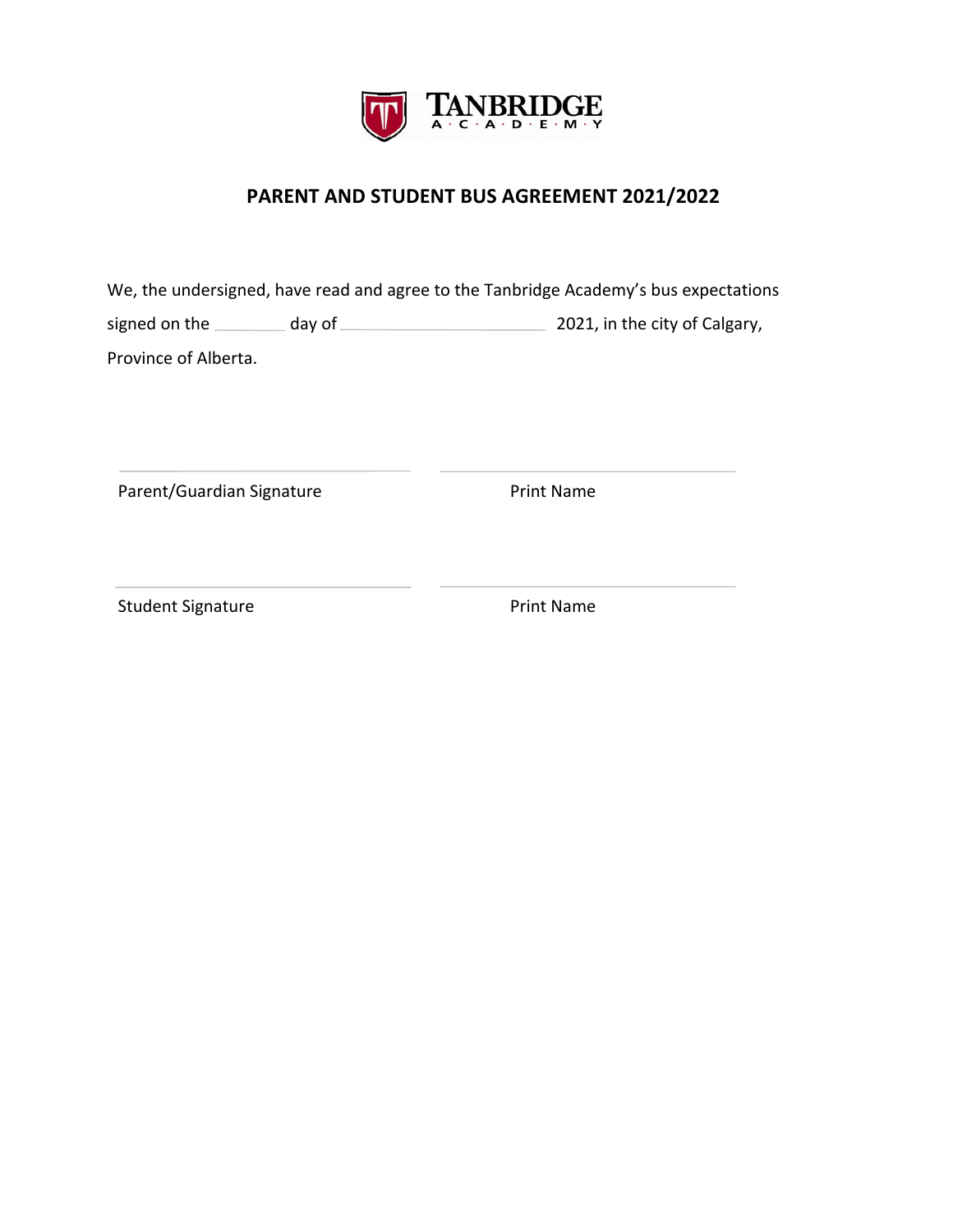TANBRIDGE
A · C · A · D · E · M · Y

## PARENT AND STUDENT BUS AGREEMENT 2021/2022

We, the undersigned, have read and agree to the Tanbridge Academy's bus expectations signed on the ________ day of ________________________ 2021, in the city of Calgary, Province of Alberta.

| | |
|---|---|
| ______________________________ | ______________________________ |
| Parent/Guardian Signature | Print Name |
| ______________________________ | ______________________________ |
| Student Signature | Print Name |